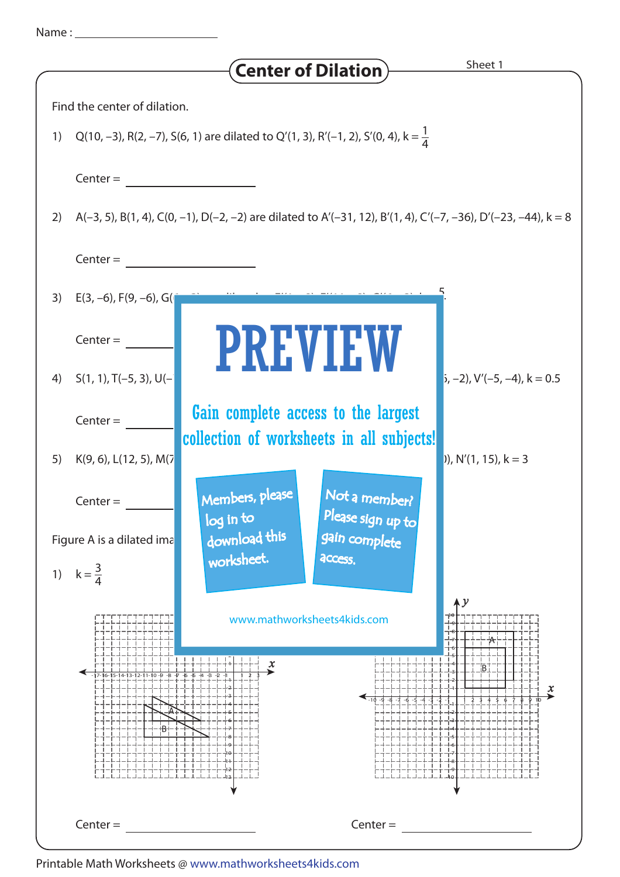Name : ____________________

# Center of Dilation

Sheet 1

Find the center of dilation.

1) Q(10, –3), R(2, –7), S(6, 1) are dilated to Q′(1, 3), R′(–1, 2), S′(0, 4), $k = \frac{1}{4}$

Center = ____________________

2) A(–3, 5), B(1, 4), C(0, –1), D(–2, –2) are dilated to A′(–31, 12), B′(1, 4), C′(–7, –36), D′(–23, –44), k = 8

Center = ____________________

3) E(3, –6), F(9, –6), G(

Center = ____________________

4) S(1, 1), T(–5, 3), U(– ..., –2), V′(–5, –4), k = 0.5

Center = ____________________

5) K(9, 6), L(12, 5), M(7 ...), N′(1, 15), k = 3

Center = ____________________

Figure A is a dilated ima

1) $k = \frac{3}{4}$

Center = ____________________

Center = ____________________

PREVIEW

Gain complete access to the largest collection of worksheets in all subjects!

Members, please log in to download this worksheet.

Not a member? Please sign up to gain complete access.

www.mathworksheets4kids.com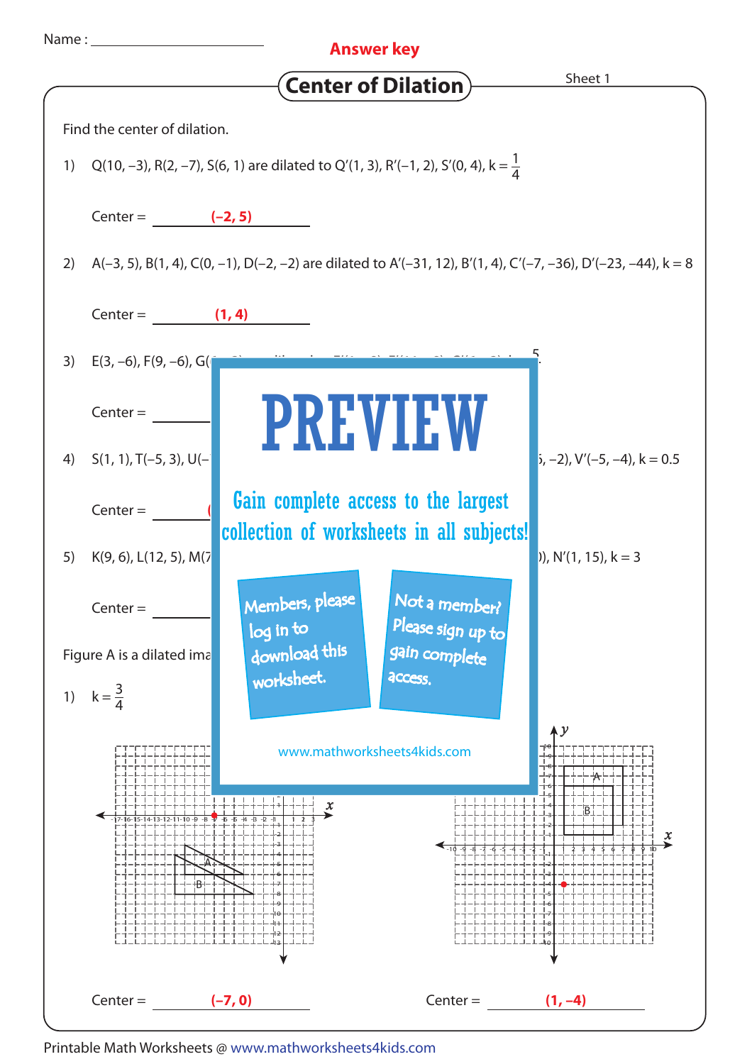Name :

**Answer key**

# Center of Dilation

Sheet 1

Find the center of dilation.

1) Q(10, –3), R(2, –7), S(6, 1) are dilated to Q′(1, 3), R′(–1, 2), S′(0, 4), $k = \frac{1}{4}$

Center = **(–2, 5)**

2) A(–3, 5), B(1, 4), C(0, –1), D(–2, –2) are dilated to A′(–31, 12), B′(1, 4), C′(–7, –36), D′(–23, –44), k = 8

Center = **(1, 4)**

3) E(3, –6), F(9, –6), G(

Center =

4) S(1, 1), T(–5, 3), U(– ... , –2), V′(–5, –4), k = 0.5

Center =

5) K(9, 6), L(12, 5), M(7 ... ), N′(1, 15), k = 3

Center =

PREVIEW

Gain complete access to the largest collection of worksheets in all subjects!

Members, please log in to download this worksheet.

Not a member? Please sign up to gain complete access.

www.mathworksheets4kids.com

Figure A is a dilated ima

1) $k = \frac{3}{4}$

x
A
B
–17 –16 –15 –14 –13 –12 –11 –10 –9 –8 –7 –6 –5 –4 –3 –2 –1 1 2 3

y
x
A
B
–10 –9 –8 –7 –6 –5 –4 –3 –2 –1 1 2 3 4 5 6 7 8 9 10

Center = **(–7, 0)**

Center = **(1, –4)**